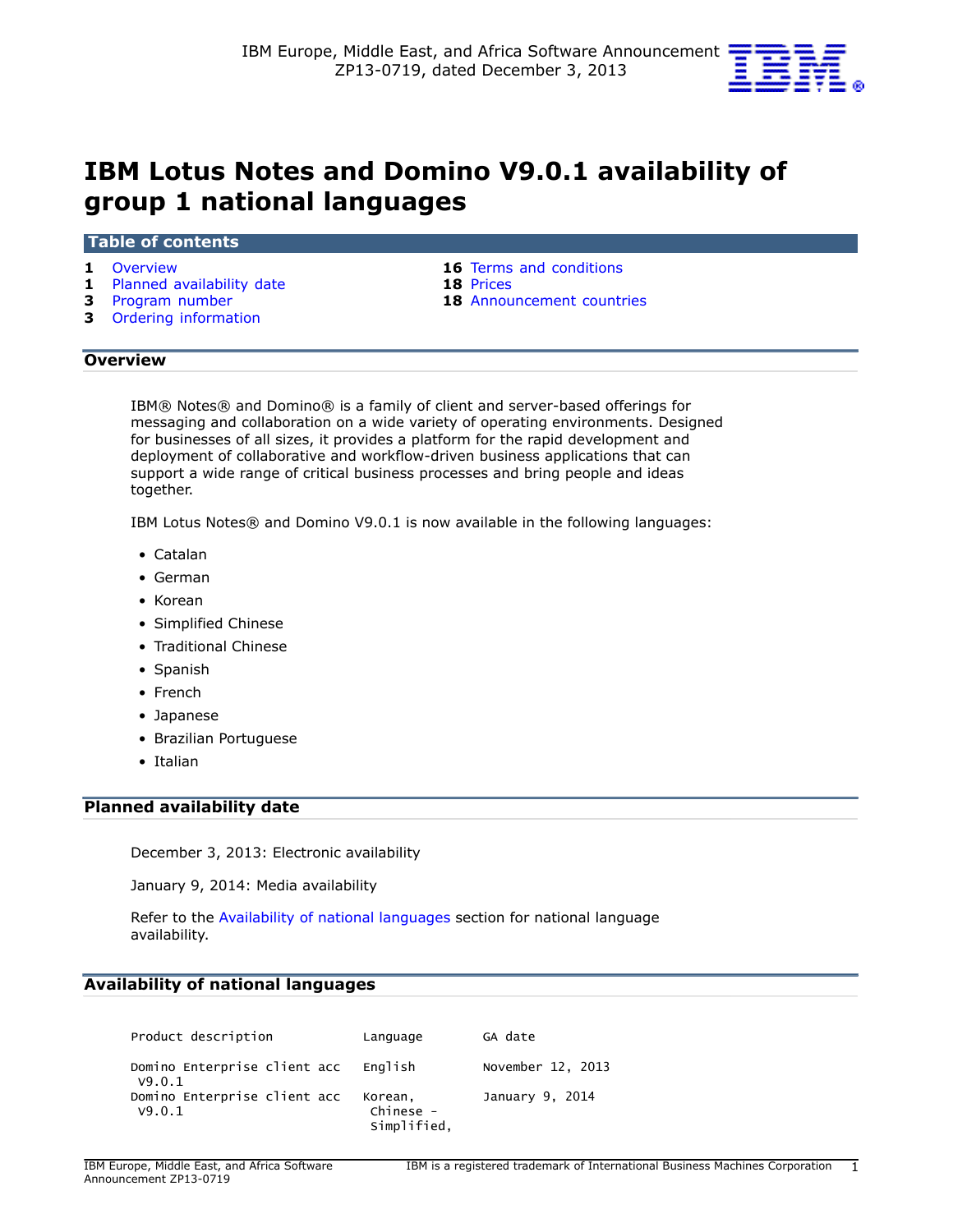# IBM Lotus Notes and Domino V9.0.1 availability of group 1 national languages

## Table of contents

- 1 Overview
- 1 Planned availability date
- 3 Program number
- 3 Ordering information
- 16 Terms and conditions
- 18 Prices
- 18 Announcement countries

## Overview

IBM® Notes® and Domino® is a family of client and server-based offerings for messaging and collaboration on a wide variety of operating environments. Designed for businesses of all sizes, it provides a platform for the rapid development and deployment of collaborative and workflow-driven business applications that can support a wide range of critical business processes and bring people and ideas together.

IBM Lotus Notes® and Domino V9.0.1 is now available in the following languages:

- Catalan
- German
- Korean
- Simplified Chinese
- Traditional Chinese
- Spanish
- French
- Japanese
- Brazilian Portuguese
- Italian

## Planned availability date

December 3, 2013: Electronic availability

January 9, 2014: Media availability

Refer to the Availability of national languages section for national language availability.

## Availability of national languages

| Product description | Language | GA date |
|---|---|---|
| Domino Enterprise client acc V9.0.1 | English | November 12, 2013 |
| Domino Enterprise client acc V9.0.1 | Korean, Chinese - Simplified, | January 9, 2014 |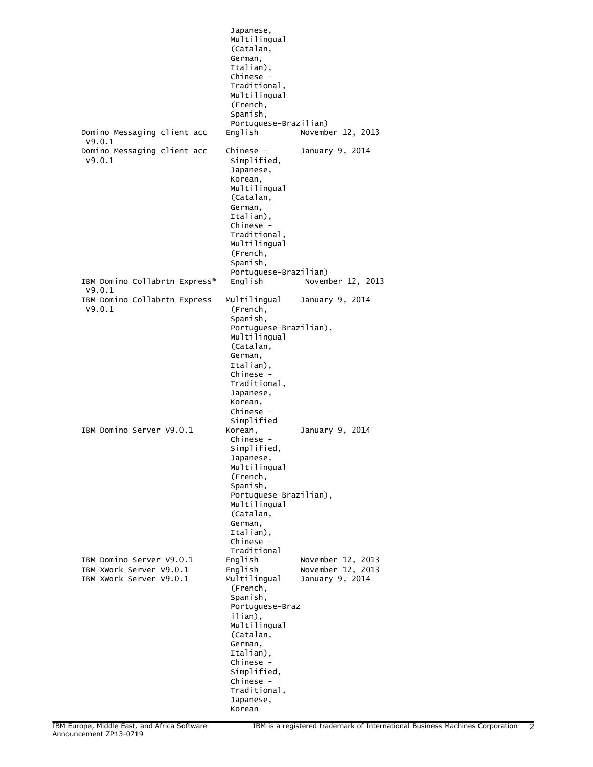| | | |
|---|---|---|
| | Japanese, Multilingual (Catalan, German, Italian), Chinese - Traditional, Multilingual (French, Spanish, Portuguese-Brazilian) | |
| Domino Messaging client acc V9.0.1 | English | November 12, 2013 |
| Domino Messaging client acc V9.0.1 | Chinese - Simplified, Japanese, Korean, Multilingual (Catalan, German, Italian), Chinese - Traditional, Multilingual (French, Spanish, Portuguese-Brazilian) | January 9, 2014 |
| IBM Domino Collabrtn Express® V9.0.1 | English | November 12, 2013 |
| IBM Domino Collabrtn Express V9.0.1 | Multilingual (French, Spanish, Portuguese-Brazilian), Multilingual (Catalan, German, Italian), Chinese - Traditional, Japanese, Korean, Chinese - Simplified | January 9, 2014 |
| IBM Domino Server V9.0.1 | Korean, Chinese - Simplified, Japanese, Multilingual (French, Spanish, Portuguese-Brazilian), Multilingual (Catalan, German, Italian), Chinese - Traditional | January 9, 2014 |
| IBM Domino Server V9.0.1 | English | November 12, 2013 |
| IBM XWork Server V9.0.1 | English | November 12, 2013 |
| IBM XWork Server V9.0.1 | Multilingual (French, Spanish, Portuguese-Brazilian), Multilingual (Catalan, German, Italian), Chinese - Simplified, Chinese - Traditional, Japanese, Korean | January 9, 2014 |

IBM Europe, Middle East, and Africa Software Announcement ZP13-0719

IBM is a registered trademark of International Business Machines Corporation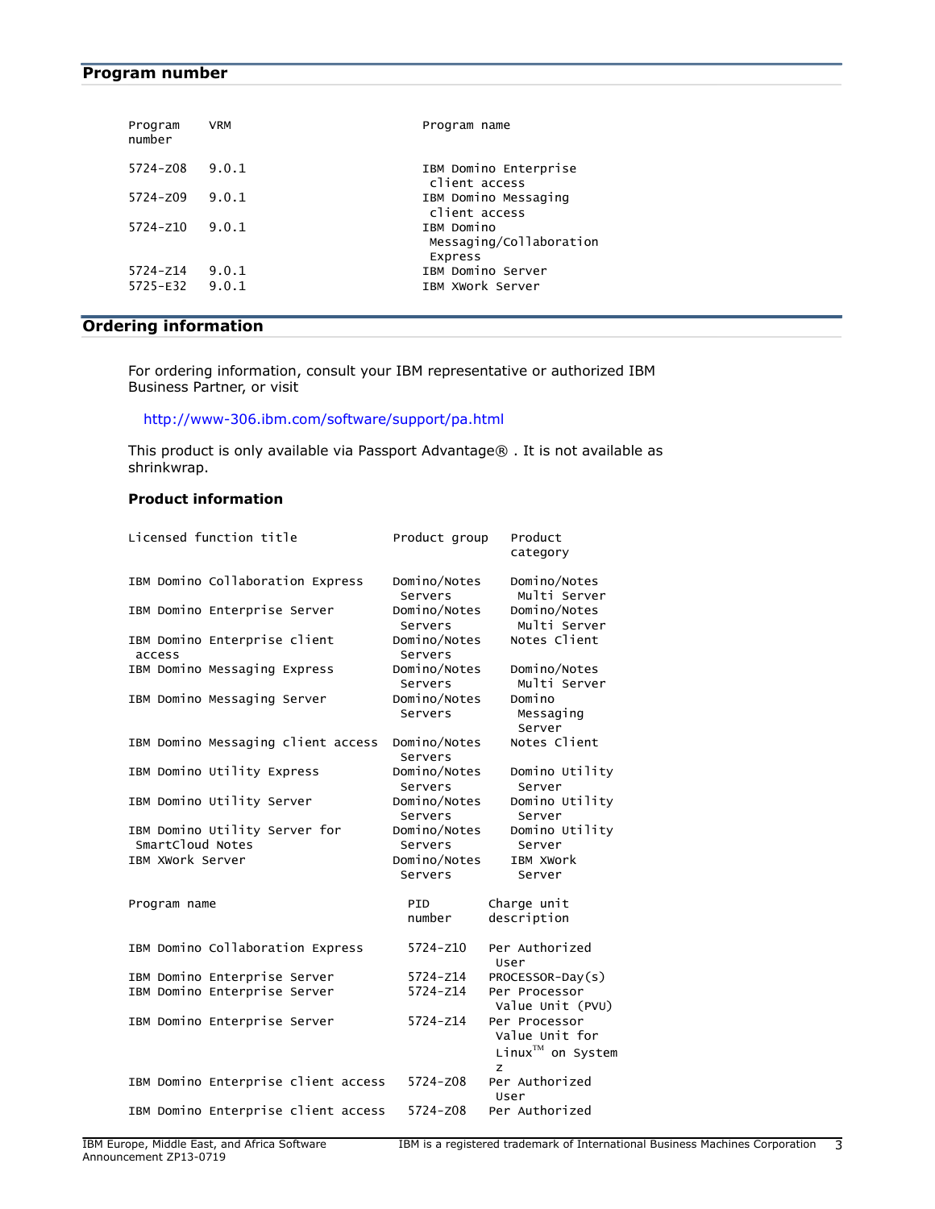## Program number

| Program number | VRM | Program name |
|---|---|---|
| 5724-Z08 | 9.0.1 | IBM Domino Enterprise client access |
| 5724-Z09 | 9.0.1 | IBM Domino Messaging client access |
| 5724-Z10 | 9.0.1 | IBM Domino Messaging/Collaboration Express |
| 5724-Z14 | 9.0.1 | IBM Domino Server |
| 5725-E32 | 9.0.1 | IBM XWork Server |

## Ordering information

For ordering information, consult your IBM representative or authorized IBM Business Partner, or visit

http://www-306.ibm.com/software/support/pa.html

This product is only available via Passport Advantage® . It is not available as shrinkwrap.

### Product information

| Licensed function title | Product group | Product category |
|---|---|---|
| IBM Domino Collaboration Express | Domino/Notes Servers | Domino/Notes Multi Server |
| IBM Domino Enterprise Server | Domino/Notes Servers | Domino/Notes Multi Server |
| IBM Domino Enterprise client access | Domino/Notes Servers | Notes Client |
| IBM Domino Messaging Express | Domino/Notes Servers | Domino/Notes Multi Server |
| IBM Domino Messaging Server | Domino/Notes Servers | Domino Messaging Server |
| IBM Domino Messaging client access | Domino/Notes Servers | Notes Client |
| IBM Domino Utility Express | Domino/Notes Servers | Domino Utility Server |
| IBM Domino Utility Server | Domino/Notes Servers | Domino Utility Server |
| IBM Domino Utility Server for SmartCloud Notes | Domino/Notes Servers | Domino Utility Server |
| IBM XWork Server | Domino/Notes Servers | IBM XWork Server |

| Program name | PID number | Charge unit description |
|---|---|---|
| IBM Domino Collaboration Express | 5724-Z10 | Per Authorized User |
| IBM Domino Enterprise Server | 5724-Z14 | PROCESSOR-Day(s) |
| IBM Domino Enterprise Server | 5724-Z14 | Per Processor Value Unit (PVU) |
| IBM Domino Enterprise Server | 5724-Z14 | Per Processor Value Unit for Linux™ on System z |
| IBM Domino Enterprise client access | 5724-Z08 | Per Authorized User |
| IBM Domino Enterprise client access | 5724-Z08 | Per Authorized |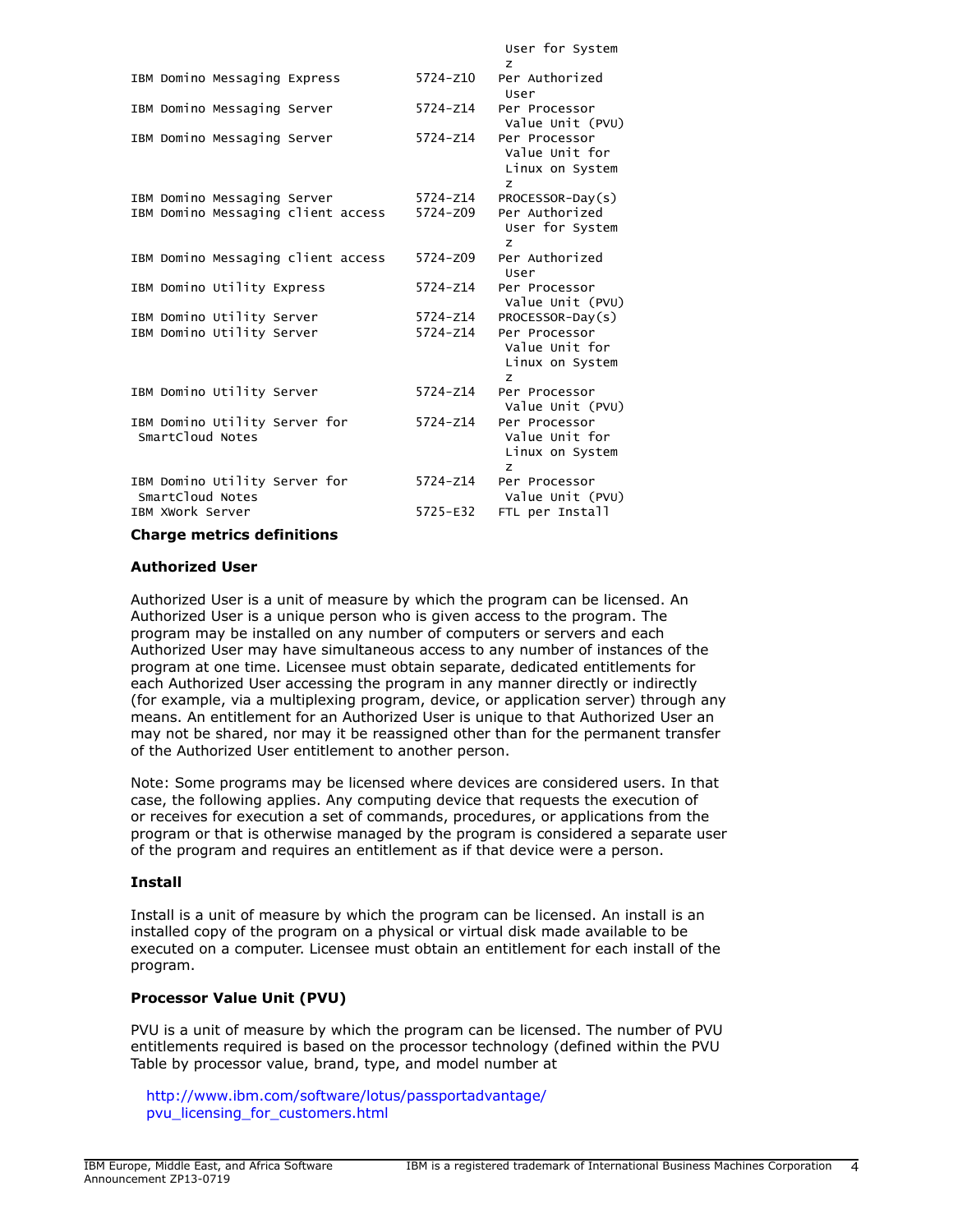| | | |
|---|---|---|
| | | User for System z |
| IBM Domino Messaging Express | 5724-Z10 | Per Authorized User |
| IBM Domino Messaging Server | 5724-Z14 | Per Processor Value Unit (PVU) |
| IBM Domino Messaging Server | 5724-Z14 | Per Processor Value Unit for Linux on System z |
| IBM Domino Messaging Server | 5724-Z14 | PROCESSOR-Day(s) |
| IBM Domino Messaging client access | 5724-Z09 | Per Authorized User for System z |
| IBM Domino Messaging client access | 5724-Z09 | Per Authorized User |
| IBM Domino Utility Express | 5724-Z14 | Per Processor Value Unit (PVU) |
| IBM Domino Utility Server | 5724-Z14 | PROCESSOR-Day(s) |
| IBM Domino Utility Server | 5724-Z14 | Per Processor Value Unit for Linux on System z |
| IBM Domino Utility Server | 5724-Z14 | Per Processor Value Unit (PVU) |
| IBM Domino Utility Server for SmartCloud Notes | 5724-Z14 | Per Processor Value Unit for Linux on System z |
| IBM Domino Utility Server for SmartCloud Notes | 5724-Z14 | Per Processor Value Unit (PVU) |
| IBM XWork Server | 5725-E32 | FTL per Install |

**Charge metrics definitions**

**Authorized User**

Authorized User is a unit of measure by which the program can be licensed. An Authorized User is a unique person who is given access to the program. The program may be installed on any number of computers or servers and each Authorized User may have simultaneous access to any number of instances of the program at one time. Licensee must obtain separate, dedicated entitlements for each Authorized User accessing the program in any manner directly or indirectly (for example, via a multiplexing program, device, or application server) through any means. An entitlement for an Authorized User is unique to that Authorized User an may not be shared, nor may it be reassigned other than for the permanent transfer of the Authorized User entitlement to another person.

Note: Some programs may be licensed where devices are considered users. In that case, the following applies. Any computing device that requests the execution of or receives for execution a set of commands, procedures, or applications from the program or that is otherwise managed by the program is considered a separate user of the program and requires an entitlement as if that device were a person.

**Install**

Install is a unit of measure by which the program can be licensed. An install is an installed copy of the program on a physical or virtual disk made available to be executed on a computer. Licensee must obtain an entitlement for each install of the program.

**Processor Value Unit (PVU)**

PVU is a unit of measure by which the program can be licensed. The number of PVU entitlements required is based on the processor technology (defined within the PVU Table by processor value, brand, type, and model number at

http://www.ibm.com/software/lotus/passportadvantage/pvu_licensing_for_customers.html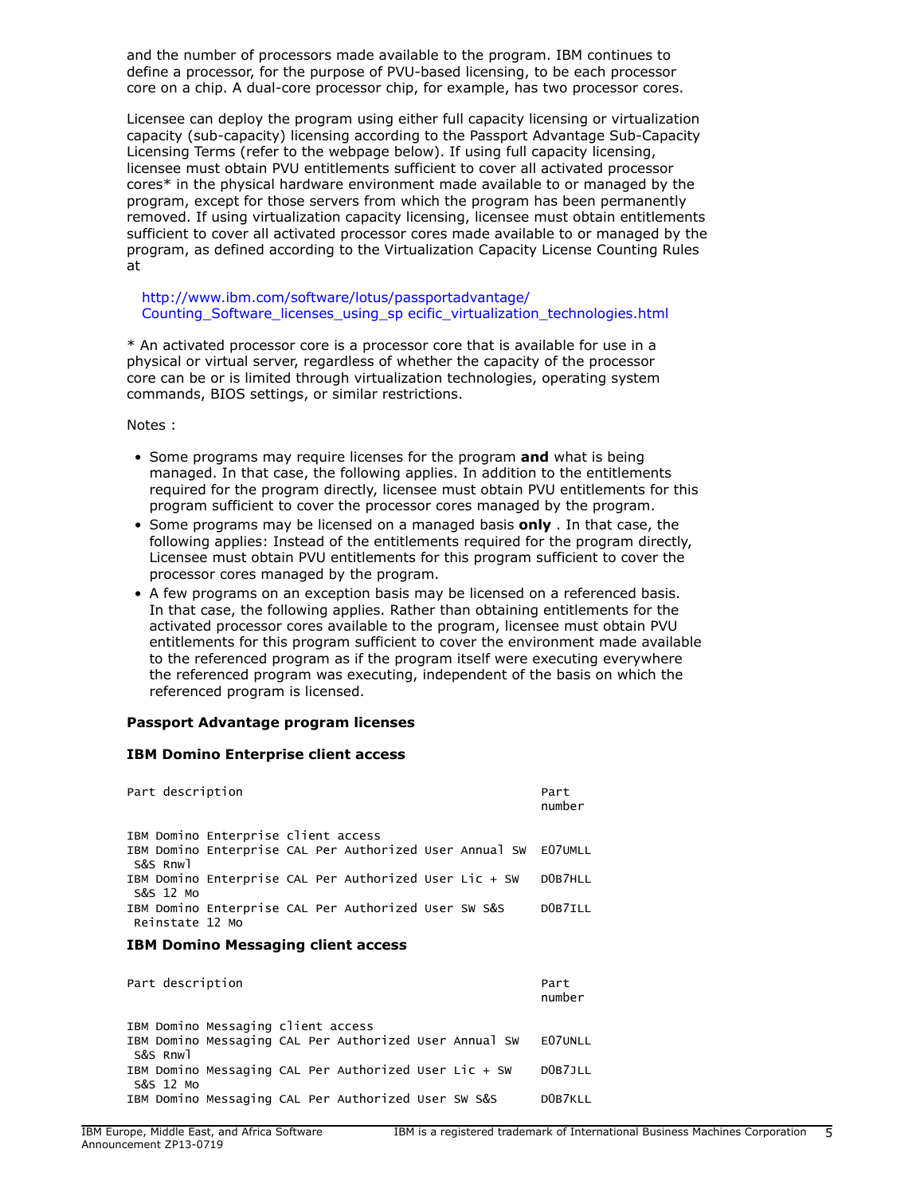and the number of processors made available to the program. IBM continues to define a processor, for the purpose of PVU-based licensing, to be each processor core on a chip. A dual-core processor chip, for example, has two processor cores.

Licensee can deploy the program using either full capacity licensing or virtualization capacity (sub-capacity) licensing according to the Passport Advantage Sub-Capacity Licensing Terms (refer to the webpage below). If using full capacity licensing, licensee must obtain PVU entitlements sufficient to cover all activated processor cores* in the physical hardware environment made available to or managed by the program, except for those servers from which the program has been permanently removed. If using virtualization capacity licensing, licensee must obtain entitlements sufficient to cover all activated processor cores made available to or managed by the program, as defined according to the Virtualization Capacity License Counting Rules at

http://www.ibm.com/software/lotus/passportadvantage/Counting_Software_licenses_using_sp ecific_virtualization_technologies.html

* An activated processor core is a processor core that is available for use in a physical or virtual server, regardless of whether the capacity of the processor core can be or is limited through virtualization technologies, operating system commands, BIOS settings, or similar restrictions.

Notes :

- Some programs may require licenses for the program **and** what is being managed. In that case, the following applies. In addition to the entitlements required for the program directly, licensee must obtain PVU entitlements for this program sufficient to cover the processor cores managed by the program.
- Some programs may be licensed on a managed basis **only** . In that case, the following applies: Instead of the entitlements required for the program directly, Licensee must obtain PVU entitlements for this program sufficient to cover the processor cores managed by the program.
- A few programs on an exception basis may be licensed on a referenced basis. In that case, the following applies. Rather than obtaining entitlements for the activated processor cores available to the program, licensee must obtain PVU entitlements for this program sufficient to cover the environment made available to the referenced program as if the program itself were executing everywhere the referenced program was executing, independent of the basis on which the referenced program is licensed.

**Passport Advantage program licenses**

**IBM Domino Enterprise client access**

| Part description | Part number |
|---|---|
| IBM Domino Enterprise client access | |
| IBM Domino Enterprise CAL Per Authorized User Annual SW S&S Rnwl | E07UMLL |
| IBM Domino Enterprise CAL Per Authorized User Lic + SW S&S 12 Mo | D0B7HLL |
| IBM Domino Enterprise CAL Per Authorized User SW S&S Reinstate 12 Mo | D0B7ILL |

**IBM Domino Messaging client access**

| Part description | Part number |
|---|---|
| IBM Domino Messaging client access | |
| IBM Domino Messaging CAL Per Authorized User Annual SW S&S Rnwl | E07UNLL |
| IBM Domino Messaging CAL Per Authorized User Lic + SW S&S 12 Mo | D0B7JLL |
| IBM Domino Messaging CAL Per Authorized User SW S&S | D0B7KLL |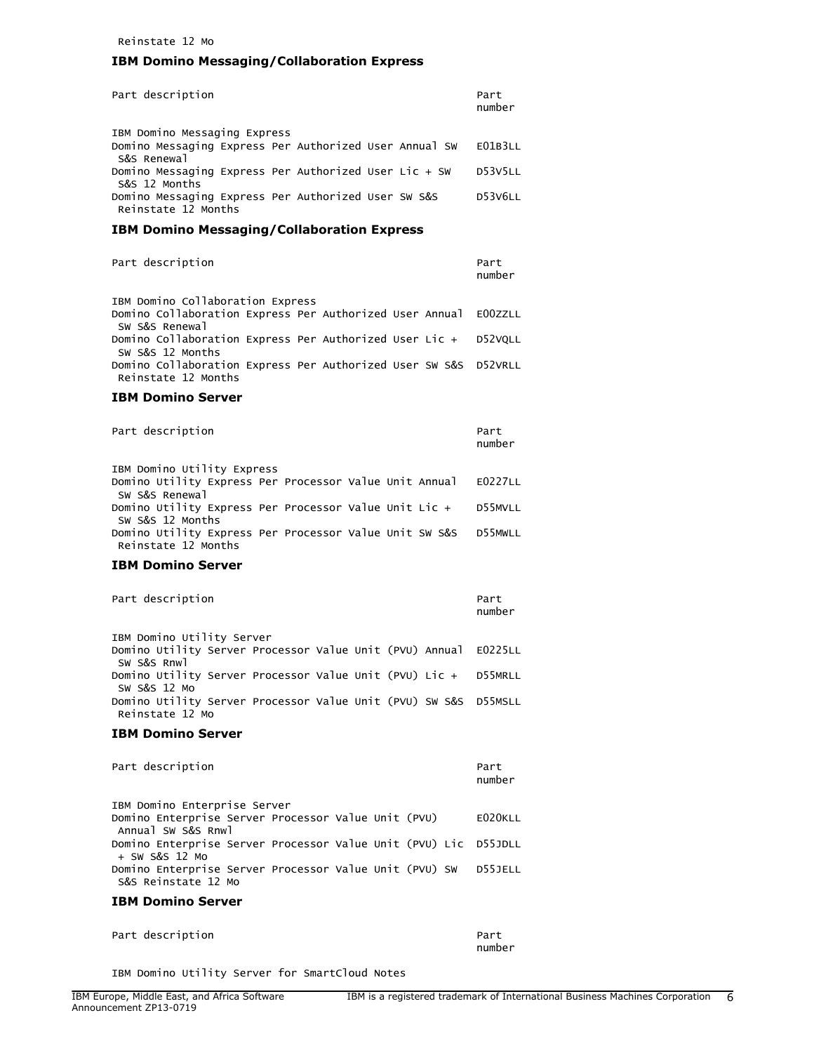Reinstate 12 Mo

### IBM Domino Messaging/Collaboration Express

| Part description | Part number |
|---|---|
| IBM Domino Messaging Express | |
| Domino Messaging Express Per Authorized User Annual SW S&S Renewal | E01B3LL |
| Domino Messaging Express Per Authorized User Lic + SW S&S 12 Months | D53V5LL |
| Domino Messaging Express Per Authorized User SW S&S Reinstate 12 Months | D53V6LL |

### IBM Domino Messaging/Collaboration Express

| Part description | Part number |
|---|---|
| IBM Domino Collaboration Express | |
| Domino Collaboration Express Per Authorized User Annual SW S&S Renewal | E00ZZLL |
| Domino Collaboration Express Per Authorized User Lic + SW S&S 12 Months | D52VQLL |
| Domino Collaboration Express Per Authorized User SW S&S Reinstate 12 Months | D52VRLL |

### IBM Domino Server

| Part description | Part number |
|---|---|
| IBM Domino Utility Express | |
| Domino Utility Express Per Processor Value Unit Annual SW S&S Renewal | E0227LL |
| Domino Utility Express Per Processor Value Unit Lic + SW S&S 12 Months | D55MVLL |
| Domino Utility Express Per Processor Value Unit SW S&S Reinstate 12 Months | D55MWLL |

### IBM Domino Server

| Part description | Part number |
|---|---|
| IBM Domino Utility Server | |
| Domino Utility Server Processor Value Unit (PVU) Annual SW S&S Rnwl | E0225LL |
| Domino Utility Server Processor Value Unit (PVU) Lic + SW S&S 12 Mo | D55MRLL |
| Domino Utility Server Processor Value Unit (PVU) SW S&S Reinstate 12 Mo | D55MSLL |

### IBM Domino Server

| Part description | Part number |
|---|---|
| IBM Domino Enterprise Server | |
| Domino Enterprise Server Processor Value Unit (PVU) Annual SW S&S Rnwl | E020KLL |
| Domino Enterprise Server Processor Value Unit (PVU) Lic + SW S&S 12 Mo | D55JDLL |
| Domino Enterprise Server Processor Value Unit (PVU) SW S&S Reinstate 12 Mo | D55JELL |

### IBM Domino Server

| Part description | Part number |
|---|---|
| IBM Domino Utility Server for SmartCloud Notes | |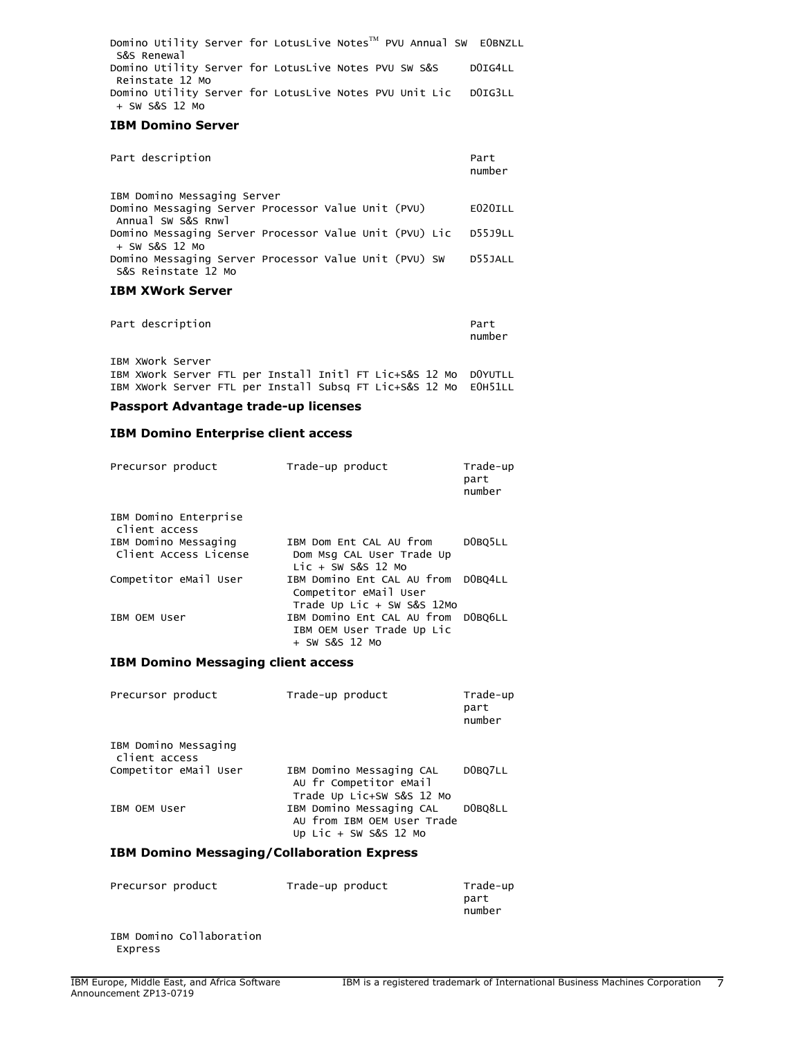| | |
|---|---|
| Domino Utility Server for LotusLive Notes™ PVU Annual SW S&S Renewal | E0BNZLL |
| Domino Utility Server for LotusLive Notes PVU SW S&S Reinstate 12 Mo | D0IG4LL |
| Domino Utility Server for LotusLive Notes PVU Unit Lic + SW S&S 12 Mo | D0IG3LL |

### IBM Domino Server

| Part description | Part number |
|---|---|
| IBM Domino Messaging Server | |
| Domino Messaging Server Processor Value Unit (PVU) Annual SW S&S Rnwl | E020ILL |
| Domino Messaging Server Processor Value Unit (PVU) Lic + SW S&S 12 Mo | D55J9LL |
| Domino Messaging Server Processor Value Unit (PVU) SW S&S Reinstate 12 Mo | D55JALL |

### IBM XWork Server

| Part description | Part number |
|---|---|
| IBM XWork Server | |
| IBM XWork Server FTL per Install Initl FT Lic+S&S 12 Mo | D0YUTLL |
| IBM XWork Server FTL per Install Subsq FT Lic+S&S 12 Mo | E0H51LL |

### Passport Advantage trade-up licenses

### IBM Domino Enterprise client access

| Precursor product | Trade-up product | Trade-up part number |
|---|---|---|
| IBM Domino Enterprise client access | | |
| IBM Domino Messaging Client Access License | IBM Dom Ent CAL AU from Dom Msg CAL User Trade Up Lic + SW S&S 12 Mo | D0BQ5LL |
| Competitor eMail User | IBM Domino Ent CAL AU from Competitor eMail User Trade Up Lic + SW S&S 12Mo | D0BQ4LL |
| IBM OEM User | IBM Domino Ent CAL AU from IBM OEM User Trade Up Lic + SW S&S 12 Mo | D0BQ6LL |

### IBM Domino Messaging client access

| Precursor product | Trade-up product | Trade-up part number |
|---|---|---|
| IBM Domino Messaging client access | | |
| Competitor eMail User | IBM Domino Messaging CAL AU fr Competitor eMail Trade Up Lic+SW S&S 12 Mo | D0BQ7LL |
| IBM OEM User | IBM Domino Messaging CAL AU from IBM OEM User Trade Up Lic + SW S&S 12 Mo | D0BQ8LL |

### IBM Domino Messaging/Collaboration Express

| Precursor product | Trade-up product | Trade-up part number |
|---|---|---|
| IBM Domino Collaboration Express | | |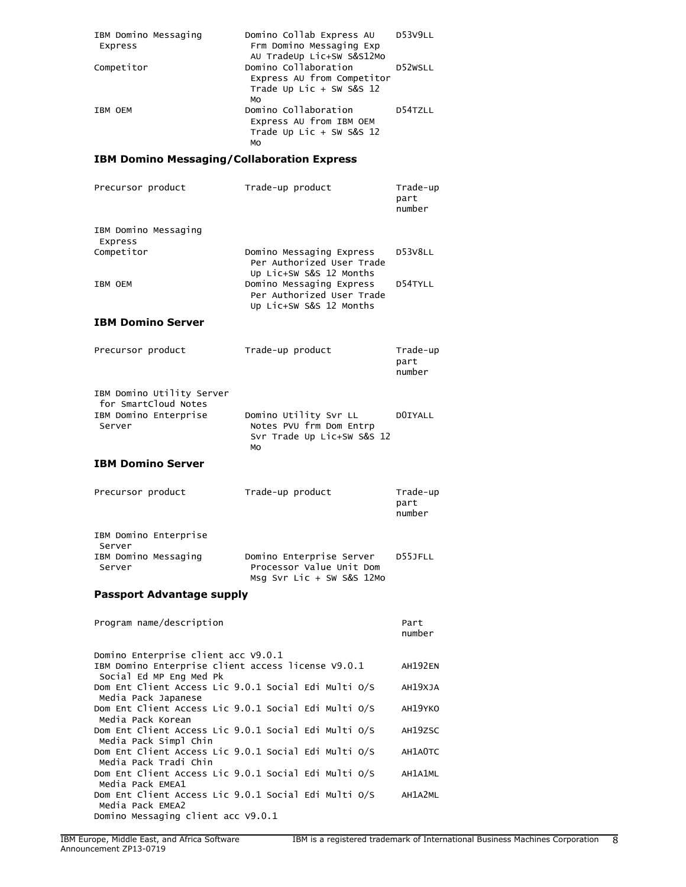| Precursor product | Trade-up product | Trade-up part number |
|---|---|---|
| IBM Domino Messaging Express | Domino Collab Express AU Frm Domino Messaging Exp AU TradeUp Lic+SW S&S12Mo | D53V9LL |
| Competitor | Domino Collaboration Express AU from Competitor Trade Up Lic + SW S&S 12 Mo | D52WSLL |
| IBM OEM | Domino Collaboration Express AU from IBM OEM Trade Up Lic + SW S&S 12 Mo | D54TZLL |

## IBM Domino Messaging/Collaboration Express

| Precursor product | Trade-up product | Trade-up part number |
|---|---|---|
| IBM Domino Messaging Express | | |
| Competitor | Domino Messaging Express Per Authorized User Trade Up Lic+SW S&S 12 Months | D53V8LL |
| IBM OEM | Domino Messaging Express Per Authorized User Trade Up Lic+SW S&S 12 Months | D54TYLL |

## IBM Domino Server

| Precursor product | Trade-up product | Trade-up part number |
|---|---|---|
| IBM Domino Utility Server for SmartCloud Notes | | |
| IBM Domino Enterprise Server | Domino Utility Svr LL Notes PVU frm Dom Entrp Svr Trade Up Lic+SW S&S 12 Mo | D0IYALL |

## IBM Domino Server

| Precursor product | Trade-up product | Trade-up part number |
|---|---|---|
| IBM Domino Enterprise Server | | |
| IBM Domino Messaging Server | Domino Enterprise Server Processor Value Unit Dom Msg Svr Lic + SW S&S 12Mo | D55JFLL |

## Passport Advantage supply

| Program name/description | Part number |
|---|---|
| Domino Enterprise client acc V9.0.1 | |
| IBM Domino Enterprise client access license V9.0.1 Social Ed MP Eng Med Pk | AH192EN |
| Dom Ent Client Access Lic 9.0.1 Social Edi Multi O/S Media Pack Japanese | AH19XJA |
| Dom Ent Client Access Lic 9.0.1 Social Edi Multi O/S Media Pack Korean | AH19YKO |
| Dom Ent Client Access Lic 9.0.1 Social Edi Multi O/S Media Pack Simpl Chin | AH19ZSC |
| Dom Ent Client Access Lic 9.0.1 Social Edi Multi O/S Media Pack Tradi Chin | AH1A0TC |
| Dom Ent Client Access Lic 9.0.1 Social Edi Multi O/S Media Pack EMEA1 | AH1A1ML |
| Dom Ent Client Access Lic 9.0.1 Social Edi Multi O/S Media Pack EMEA2 | AH1A2ML |
| Domino Messaging client acc V9.0.1 | |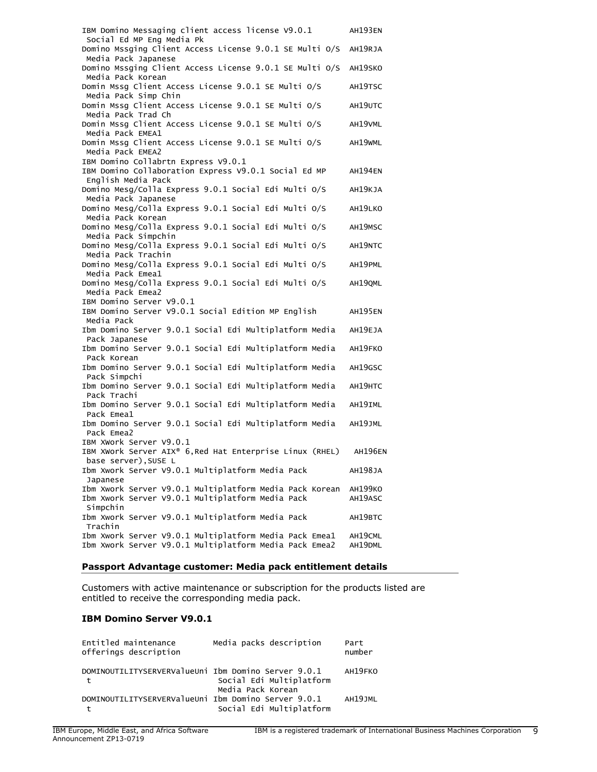| | |
|---|---|
| IBM Domino Messaging client access license V9.0.1 Social Ed MP Eng Media Pk | AH193EN |
| Domino Mssging Client Access License 9.0.1 SE Multi O/S Media Pack Japanese | AH19RJA |
| Domino Mssging Client Access License 9.0.1 SE Multi O/S Media Pack Korean | AH19SKO |
| Domin Mssg Client Access License 9.0.1 SE Multi O/S Media Pack Simp Chin | AH19TSC |
| Domin Mssg Client Access License 9.0.1 SE Multi O/S Media Pack Trad Ch | AH19UTC |
| Domin Mssg Client Access License 9.0.1 SE Multi O/S Media Pack EMEA1 | AH19VML |
| Domin Mssg Client Access License 9.0.1 SE Multi O/S Media Pack EMEA2 | AH19WML |
| IBM Domino Collabrtn Express V9.0.1 | |
| IBM Domino Collaboration Express V9.0.1 Social Ed MP English Media Pack | AH194EN |
| Domino Mesg/Colla Express 9.0.1 Social Edi Multi O/S Media Pack Japanese | AH19KJA |
| Domino Mesg/Colla Express 9.0.1 Social Edi Multi O/S Media Pack Korean | AH19LKO |
| Domino Mesg/Colla Express 9.0.1 Social Edi Multi O/S Media Pack Simpchin | AH19MSC |
| Domino Mesg/Colla Express 9.0.1 Social Edi Multi O/S Media Pack Trachin | AH19NTC |
| Domino Mesg/Colla Express 9.0.1 Social Edi Multi O/S Media Pack Emea1 | AH19PML |
| Domino Mesg/Colla Express 9.0.1 Social Edi Multi O/S Media Pack Emea2 | AH19QML |
| IBM Domino Server V9.0.1 | |
| IBM Domino Server V9.0.1 Social Edition MP English Media Pack | AH195EN |
| Ibm Domino Server 9.0.1 Social Edi Multiplatform Media Pack Japanese | AH19EJA |
| Ibm Domino Server 9.0.1 Social Edi Multiplatform Media Pack Korean | AH19FKO |
| Ibm Domino Server 9.0.1 Social Edi Multiplatform Media Pack Simpchi | AH19GSC |
| Ibm Domino Server 9.0.1 Social Edi Multiplatform Media Pack Trachi | AH19HTC |
| Ibm Domino Server 9.0.1 Social Edi Multiplatform Media Pack Emea1 | AH19IML |
| Ibm Domino Server 9.0.1 Social Edi Multiplatform Media Pack Emea2 | AH19JML |
| IBM XWork Server V9.0.1 | |
| IBM XWork Server AIX® 6,Red Hat Enterprise Linux (RHEL) base server),SUSE L | AH196EN |
| Ibm Xwork Server V9.0.1 Multiplatform Media Pack Japanese | AH198JA |
| Ibm Xwork Server V9.0.1 Multiplatform Media Pack Korean | AH199KO |
| Ibm Xwork Server V9.0.1 Multiplatform Media Pack Simpchin | AH19ASC |
| Ibm Xwork Server V9.0.1 Multiplatform Media Pack Trachin | AH19BTC |
| Ibm Xwork Server V9.0.1 Multiplatform Media Pack Emea1 | AH19CML |
| Ibm Xwork Server V9.0.1 Multiplatform Media Pack Emea2 | AH19DML |

## Passport Advantage customer: Media pack entitlement details

Customers with active maintenance or subscription for the products listed are entitled to receive the corresponding media pack.

### IBM Domino Server V9.0.1

| Entitled maintenance offerings description | Media packs description | Part number |
|---|---|---|
| DOMINOUTILITYSERVERValueUnit | Ibm Domino Server 9.0.1 Social Edi Multiplatform Media Pack Korean | AH19FKO |
| DOMINOUTILITYSERVERValueUnit | Ibm Domino Server 9.0.1 Social Edi Multiplatform | AH19JML |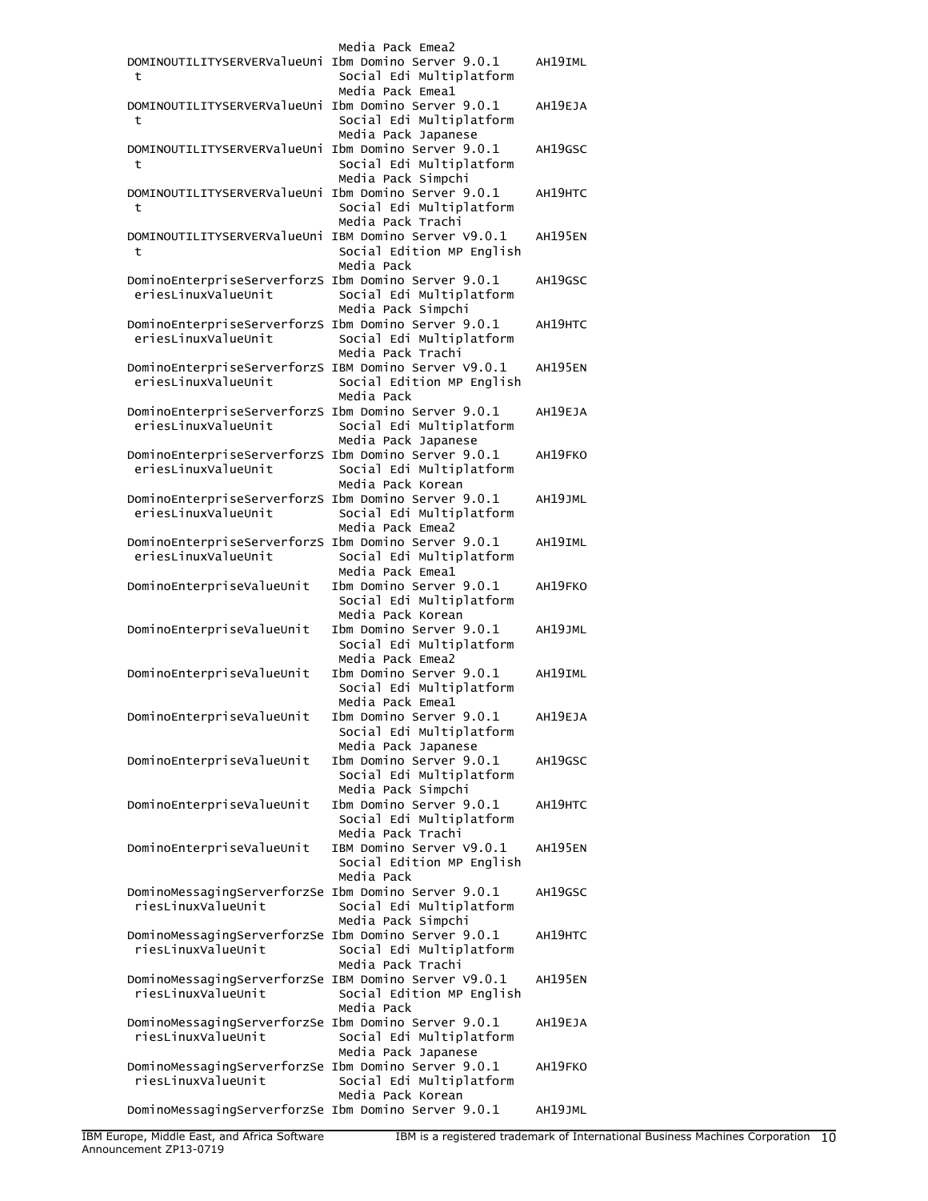| | | |
|---|---|---|
| | Media Pack Emea2 | |
| DOMINOUTILITYSERVERValueUnit | Ibm Domino Server 9.0.1 Social Edi Multiplatform Media Pack Emea1 | AH19IML |
| DOMINOUTILITYSERVERValueUnit | Ibm Domino Server 9.0.1 Social Edi Multiplatform Media Pack Japanese | AH19EJA |
| DOMINOUTILITYSERVERValueUnit | Ibm Domino Server 9.0.1 Social Edi Multiplatform Media Pack Simpchi | AH19GSC |
| DOMINOUTILITYSERVERValueUnit | Ibm Domino Server 9.0.1 Social Edi Multiplatform Media Pack Trachi | AH19HTC |
| DOMINOUTILITYSERVERValueUnit | IBM Domino Server V9.0.1 Social Edition MP English Media Pack | AH195EN |
| DominoEnterpriseServerforzSeriesLinuxValueUnit | Ibm Domino Server 9.0.1 Social Edi Multiplatform Media Pack Simpchi | AH19GSC |
| DominoEnterpriseServerforzSeriesLinuxValueUnit | Ibm Domino Server 9.0.1 Social Edi Multiplatform Media Pack Trachi | AH19HTC |
| DominoEnterpriseServerforzSeriesLinuxValueUnit | IBM Domino Server V9.0.1 Social Edition MP English Media Pack | AH195EN |
| DominoEnterpriseServerforzSeriesLinuxValueUnit | Ibm Domino Server 9.0.1 Social Edi Multiplatform Media Pack Japanese | AH19EJA |
| DominoEnterpriseServerforzSeriesLinuxValueUnit | Ibm Domino Server 9.0.1 Social Edi Multiplatform Media Pack Korean | AH19FKO |
| DominoEnterpriseServerforzSeriesLinuxValueUnit | Ibm Domino Server 9.0.1 Social Edi Multiplatform Media Pack Emea2 | AH19JML |
| DominoEnterpriseServerforzSeriesLinuxValueUnit | Ibm Domino Server 9.0.1 Social Edi Multiplatform Media Pack Emea1 | AH19IML |
| DominoEnterpriseValueUnit | Ibm Domino Server 9.0.1 Social Edi Multiplatform Media Pack Korean | AH19FKO |
| DominoEnterpriseValueUnit | Ibm Domino Server 9.0.1 Social Edi Multiplatform Media Pack Emea2 | AH19JML |
| DominoEnterpriseValueUnit | Ibm Domino Server 9.0.1 Social Edi Multiplatform Media Pack Emea1 | AH19IML |
| DominoEnterpriseValueUnit | Ibm Domino Server 9.0.1 Social Edi Multiplatform Media Pack Japanese | AH19EJA |
| DominoEnterpriseValueUnit | Ibm Domino Server 9.0.1 Social Edi Multiplatform Media Pack Simpchi | AH19GSC |
| DominoEnterpriseValueUnit | Ibm Domino Server 9.0.1 Social Edi Multiplatform Media Pack Trachi | AH19HTC |
| DominoEnterpriseValueUnit | IBM Domino Server V9.0.1 Social Edition MP English Media Pack | AH195EN |
| DominoMessagingServerforzSeriesLinuxValueUnit | Ibm Domino Server 9.0.1 Social Edi Multiplatform Media Pack Simpchi | AH19GSC |
| DominoMessagingServerforzSeriesLinuxValueUnit | Ibm Domino Server 9.0.1 Social Edi Multiplatform Media Pack Trachi | AH19HTC |
| DominoMessagingServerforzSeriesLinuxValueUnit | IBM Domino Server V9.0.1 Social Edition MP English Media Pack | AH195EN |
| DominoMessagingServerforzSeriesLinuxValueUnit | Ibm Domino Server 9.0.1 Social Edi Multiplatform Media Pack Japanese | AH19EJA |
| DominoMessagingServerforzSeriesLinuxValueUnit | Ibm Domino Server 9.0.1 Social Edi Multiplatform Media Pack Korean | AH19FKO |
| DominoMessagingServerforzSe | Ibm Domino Server 9.0.1 | AH19JML |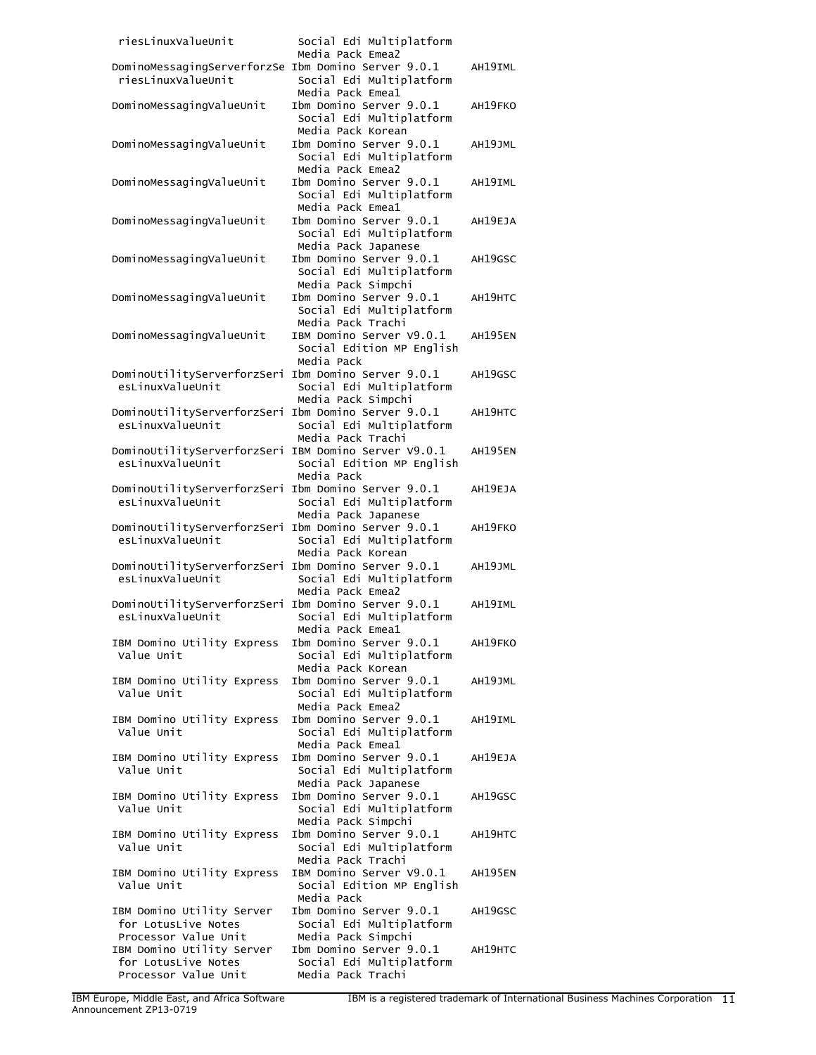| | | |
|---|---|---|
| riesLinuxValueUnit | Social Edi Multiplatform Media Pack Emea2 | |
| DominoMessagingServerforzSeriesLinuxValueUnit | Ibm Domino Server 9.0.1 Social Edi Multiplatform Media Pack Emea1 | AH19IML |
| DominoMessagingValueUnit | Ibm Domino Server 9.0.1 Social Edi Multiplatform Media Pack Korean | AH19FKO |
| DominoMessagingValueUnit | Ibm Domino Server 9.0.1 Social Edi Multiplatform Media Pack Emea2 | AH19JML |
| DominoMessagingValueUnit | Ibm Domino Server 9.0.1 Social Edi Multiplatform Media Pack Emea1 | AH19IML |
| DominoMessagingValueUnit | Ibm Domino Server 9.0.1 Social Edi Multiplatform Media Pack Japanese | AH19EJA |
| DominoMessagingValueUnit | Ibm Domino Server 9.0.1 Social Edi Multiplatform Media Pack Simpchi | AH19GSC |
| DominoMessagingValueUnit | Ibm Domino Server 9.0.1 Social Edi Multiplatform Media Pack Trachi | AH19HTC |
| DominoMessagingValueUnit | IBM Domino Server V9.0.1 Social Edition MP English Media Pack | AH195EN |
| DominoUtilityServerforzSeriesLinuxValueUnit | Ibm Domino Server 9.0.1 Social Edi Multiplatform Media Pack Simpchi | AH19GSC |
| DominoUtilityServerforzSeriesLinuxValueUnit | Ibm Domino Server 9.0.1 Social Edi Multiplatform Media Pack Trachi | AH19HTC |
| DominoUtilityServerforzSeriesLinuxValueUnit | IBM Domino Server V9.0.1 Social Edition MP English Media Pack | AH195EN |
| DominoUtilityServerforzSeriesLinuxValueUnit | Ibm Domino Server 9.0.1 Social Edi Multiplatform Media Pack Japanese | AH19EJA |
| DominoUtilityServerforzSeriesLinuxValueUnit | Ibm Domino Server 9.0.1 Social Edi Multiplatform Media Pack Korean | AH19FKO |
| DominoUtilityServerforzSeriesLinuxValueUnit | Ibm Domino Server 9.0.1 Social Edi Multiplatform Media Pack Emea2 | AH19JML |
| DominoUtilityServerforzSeriesLinuxValueUnit | Ibm Domino Server 9.0.1 Social Edi Multiplatform Media Pack Emea1 | AH19IML |
| IBM Domino Utility Express Value Unit | Ibm Domino Server 9.0.1 Social Edi Multiplatform Media Pack Korean | AH19FKO |
| IBM Domino Utility Express Value Unit | Ibm Domino Server 9.0.1 Social Edi Multiplatform Media Pack Emea2 | AH19JML |
| IBM Domino Utility Express Value Unit | Ibm Domino Server 9.0.1 Social Edi Multiplatform Media Pack Emea1 | AH19IML |
| IBM Domino Utility Express Value Unit | Ibm Domino Server 9.0.1 Social Edi Multiplatform Media Pack Japanese | AH19EJA |
| IBM Domino Utility Express Value Unit | Ibm Domino Server 9.0.1 Social Edi Multiplatform Media Pack Simpchi | AH19GSC |
| IBM Domino Utility Express Value Unit | Ibm Domino Server 9.0.1 Social Edi Multiplatform Media Pack Trachi | AH19HTC |
| IBM Domino Utility Express Value Unit | IBM Domino Server V9.0.1 Social Edition MP English Media Pack | AH195EN |
| IBM Domino Utility Server for LotusLive Notes Processor Value Unit | Ibm Domino Server 9.0.1 Social Edi Multiplatform Media Pack Simpchi | AH19GSC |
| IBM Domino Utility Server for LotusLive Notes Processor Value Unit | Ibm Domino Server 9.0.1 Social Edi Multiplatform Media Pack Trachi | AH19HTC |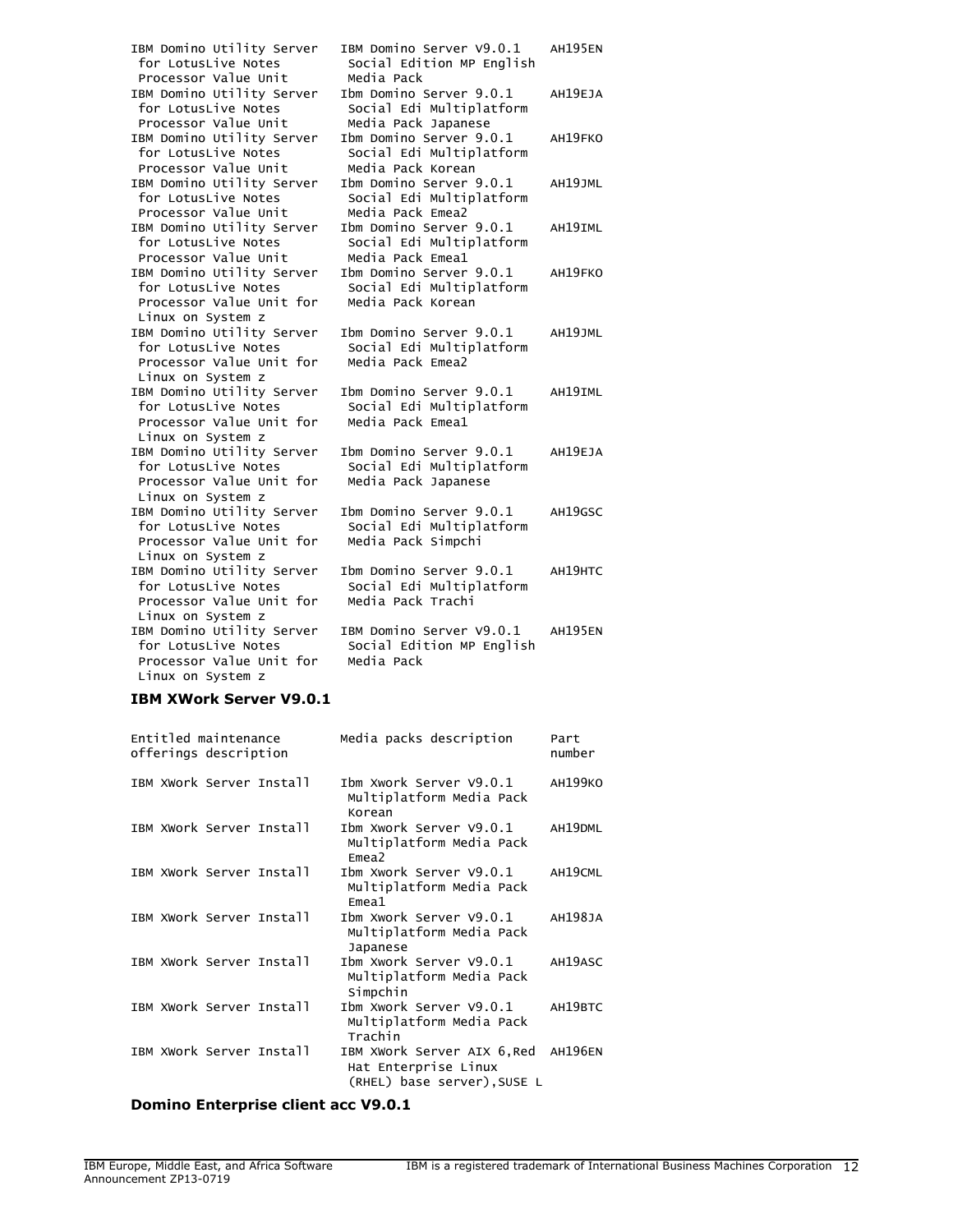| | | |
|---|---|---|
| IBM Domino Utility Server for LotusLive Notes Processor Value Unit | IBM Domino Server V9.0.1 Social Edition MP English Media Pack | AH195EN |
| IBM Domino Utility Server for LotusLive Notes Processor Value Unit | Ibm Domino Server 9.0.1 Social Edi Multiplatform Media Pack Japanese | AH19EJA |
| IBM Domino Utility Server for LotusLive Notes Processor Value Unit | Ibm Domino Server 9.0.1 Social Edi Multiplatform Media Pack Korean | AH19FKO |
| IBM Domino Utility Server for LotusLive Notes Processor Value Unit | Ibm Domino Server 9.0.1 Social Edi Multiplatform Media Pack Emea2 | AH19JML |
| IBM Domino Utility Server for LotusLive Notes Processor Value Unit | Ibm Domino Server 9.0.1 Social Edi Multiplatform Media Pack Emea1 | AH19IML |
| IBM Domino Utility Server for LotusLive Notes Processor Value Unit for Linux on System z | Ibm Domino Server 9.0.1 Social Edi Multiplatform Media Pack Korean | AH19FKO |
| IBM Domino Utility Server for LotusLive Notes Processor Value Unit for Linux on System z | Ibm Domino Server 9.0.1 Social Edi Multiplatform Media Pack Emea2 | AH19JML |
| IBM Domino Utility Server for LotusLive Notes Processor Value Unit for Linux on System z | Ibm Domino Server 9.0.1 Social Edi Multiplatform Media Pack Emea1 | AH19IML |
| IBM Domino Utility Server for LotusLive Notes Processor Value Unit for Linux on System z | Ibm Domino Server 9.0.1 Social Edi Multiplatform Media Pack Japanese | AH19EJA |
| IBM Domino Utility Server for LotusLive Notes Processor Value Unit for Linux on System z | Ibm Domino Server 9.0.1 Social Edi Multiplatform Media Pack Simpchi | AH19GSC |
| IBM Domino Utility Server for LotusLive Notes Processor Value Unit for Linux on System z | Ibm Domino Server 9.0.1 Social Edi Multiplatform Media Pack Trachi | AH19HTC |
| IBM Domino Utility Server for LotusLive Notes Processor Value Unit for Linux on System z | IBM Domino Server V9.0.1 Social Edition MP English Media Pack | AH195EN |

**IBM XWork Server V9.0.1**

| Entitled maintenance offerings description | Media packs description | Part number |
|---|---|---|
| IBM XWork Server Install | Ibm Xwork Server V9.0.1 Multiplatform Media Pack Korean | AH199KO |
| IBM XWork Server Install | Ibm Xwork Server V9.0.1 Multiplatform Media Pack Emea2 | AH19DML |
| IBM XWork Server Install | Ibm Xwork Server V9.0.1 Multiplatform Media Pack Emea1 | AH19CML |
| IBM XWork Server Install | Ibm Xwork Server V9.0.1 Multiplatform Media Pack Japanese | AH198JA |
| IBM XWork Server Install | Ibm Xwork Server V9.0.1 Multiplatform Media Pack Simpchin | AH19ASC |
| IBM XWork Server Install | Ibm Xwork Server V9.0.1 Multiplatform Media Pack Trachin | AH19BTC |
| IBM XWork Server Install | IBM XWork Server AIX 6,Red Hat Enterprise Linux (RHEL) base server),SUSE L | AH196EN |

**Domino Enterprise client acc V9.0.1**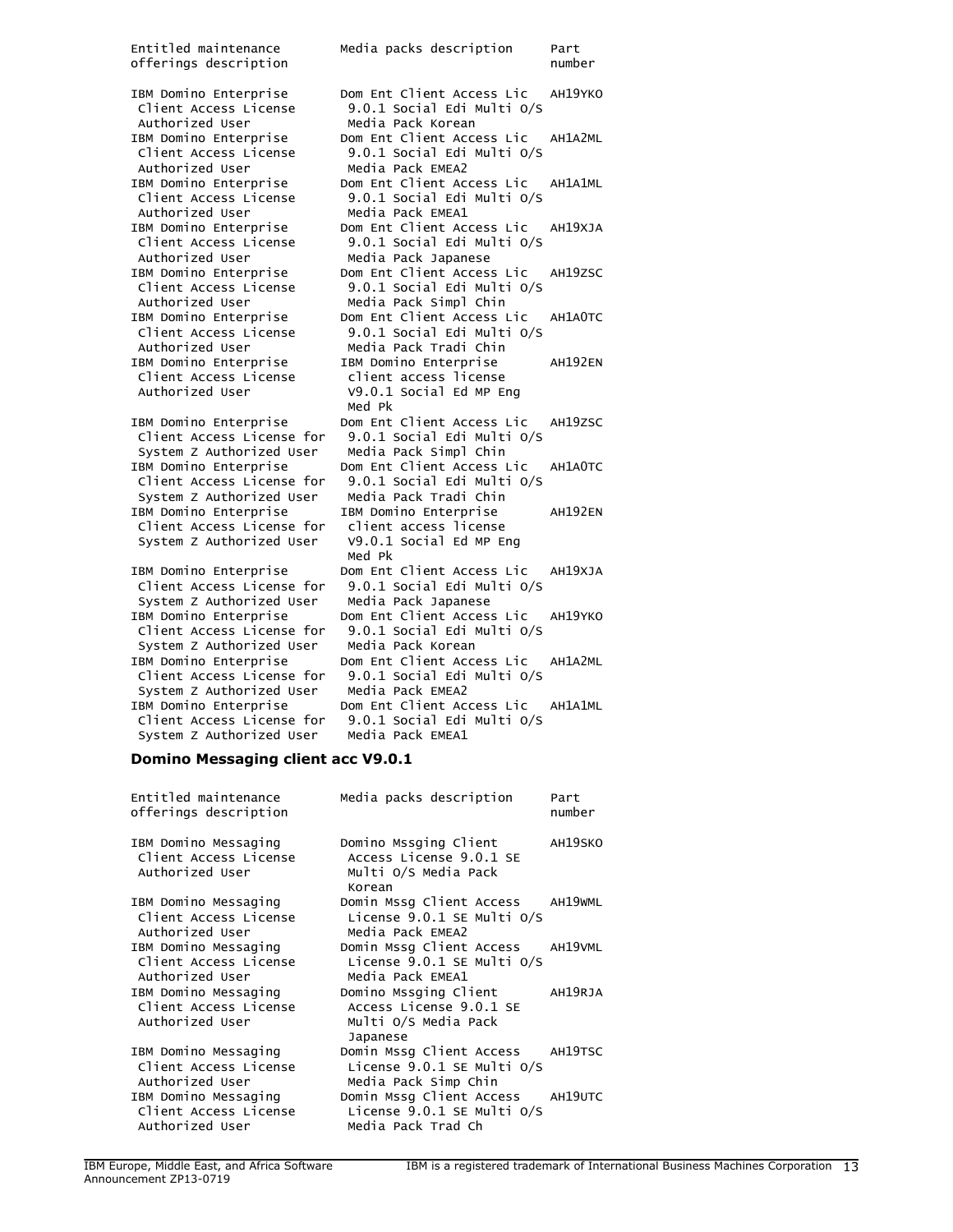| Entitled maintenance offerings description | Media packs description | Part number |
|---|---|---|
| IBM Domino Enterprise Client Access License Authorized User | Dom Ent Client Access Lic 9.0.1 Social Edi Multi O/S Media Pack Korean | AH19YKO |
| IBM Domino Enterprise Client Access License Authorized User | Dom Ent Client Access Lic 9.0.1 Social Edi Multi O/S Media Pack EMEA2 | AH1A2ML |
| IBM Domino Enterprise Client Access License Authorized User | Dom Ent Client Access Lic 9.0.1 Social Edi Multi O/S Media Pack EMEA1 | AH1A1ML |
| IBM Domino Enterprise Client Access License Authorized User | Dom Ent Client Access Lic 9.0.1 Social Edi Multi O/S Media Pack Japanese | AH19XJA |
| IBM Domino Enterprise Client Access License Authorized User | Dom Ent Client Access Lic 9.0.1 Social Edi Multi O/S Media Pack Simpl Chin | AH19ZSC |
| IBM Domino Enterprise Client Access License Authorized User | Dom Ent Client Access Lic 9.0.1 Social Edi Multi O/S Media Pack Tradi Chin | AH1A0TC |
| IBM Domino Enterprise Client Access License Authorized User | IBM Domino Enterprise client access license V9.0.1 Social Ed MP Eng Med Pk | AH192EN |
| IBM Domino Enterprise Client Access License for System Z Authorized User | Dom Ent Client Access Lic 9.0.1 Social Edi Multi O/S Media Pack Simpl Chin | AH19ZSC |
| IBM Domino Enterprise Client Access License for System Z Authorized User | Dom Ent Client Access Lic 9.0.1 Social Edi Multi O/S Media Pack Tradi Chin | AH1A0TC |
| IBM Domino Enterprise Client Access License for System Z Authorized User | IBM Domino Enterprise client access license V9.0.1 Social Ed MP Eng Med Pk | AH192EN |
| IBM Domino Enterprise Client Access License for System Z Authorized User | Dom Ent Client Access Lic 9.0.1 Social Edi Multi O/S Media Pack Japanese | AH19XJA |
| IBM Domino Enterprise Client Access License for System Z Authorized User | Dom Ent Client Access Lic 9.0.1 Social Edi Multi O/S Media Pack Korean | AH19YKO |
| IBM Domino Enterprise Client Access License for System Z Authorized User | Dom Ent Client Access Lic 9.0.1 Social Edi Multi O/S Media Pack EMEA2 | AH1A2ML |
| IBM Domino Enterprise Client Access License for System Z Authorized User | Dom Ent Client Access Lic 9.0.1 Social Edi Multi O/S Media Pack EMEA1 | AH1A1ML |

### Domino Messaging client acc V9.0.1

| Entitled maintenance offerings description | Media packs description | Part number |
|---|---|---|
| IBM Domino Messaging Client Access License Authorized User | Domino Mssging Client Access License 9.0.1 SE Multi O/S Media Pack Korean | AH19SKO |
| IBM Domino Messaging Client Access License Authorized User | Domin Mssg Client Access License 9.0.1 SE Multi O/S Media Pack EMEA2 | AH19WML |
| IBM Domino Messaging Client Access License Authorized User | Domin Mssg Client Access License 9.0.1 SE Multi O/S Media Pack EMEA1 | AH19VML |
| IBM Domino Messaging Client Access License Authorized User | Domino Mssging Client Access License 9.0.1 SE Multi O/S Media Pack Japanese | AH19RJA |
| IBM Domino Messaging Client Access License Authorized User | Domin Mssg Client Access License 9.0.1 SE Multi O/S Media Pack Simp Chin | AH19TSC |
| IBM Domino Messaging Client Access License Authorized User | Domin Mssg Client Access License 9.0.1 SE Multi O/S Media Pack Trad Ch | AH19UTC |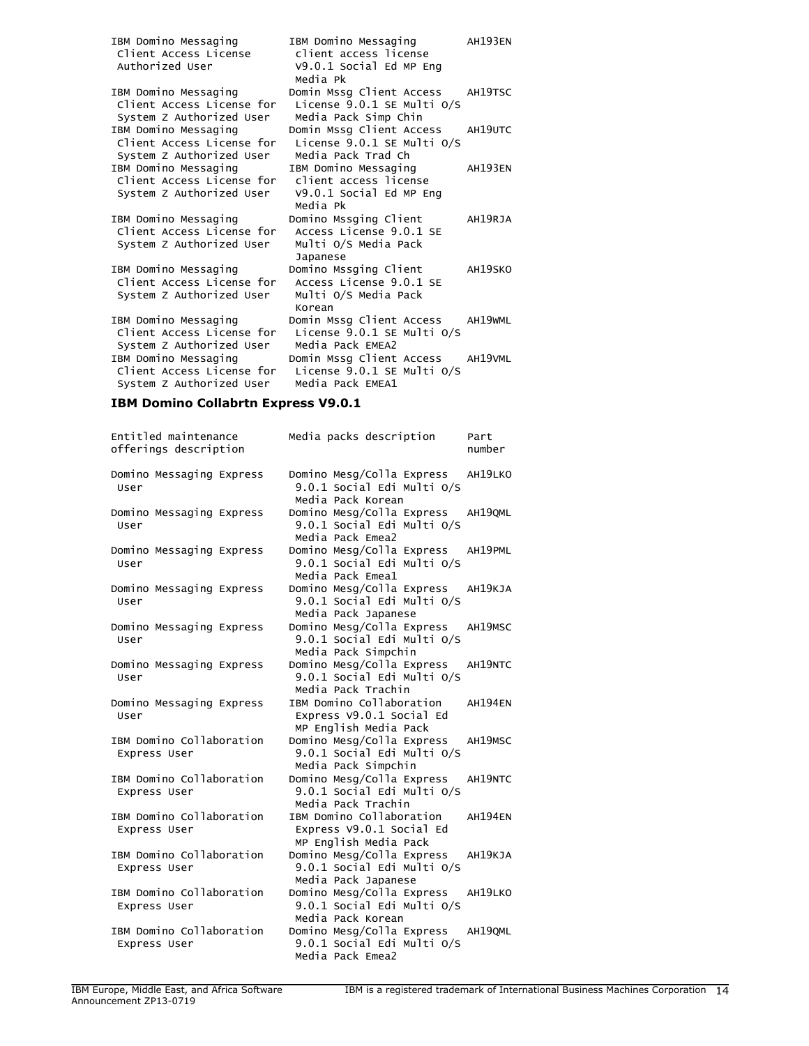| | | |
|---|---|---|
| IBM Domino Messaging Client Access License Authorized User | IBM Domino Messaging client access license V9.0.1 Social Ed MP Eng Media Pk | AH193EN |
| IBM Domino Messaging Client Access License for System Z Authorized User | Domin Mssg Client Access License 9.0.1 SE Multi O/S Media Pack Simp Chin | AH19TSC |
| IBM Domino Messaging Client Access License for System Z Authorized User | Domin Mssg Client Access License 9.0.1 SE Multi O/S Media Pack Trad Ch | AH19UTC |
| IBM Domino Messaging Client Access License for System Z Authorized User | IBM Domino Messaging client access license V9.0.1 Social Ed MP Eng Media Pk | AH193EN |
| IBM Domino Messaging Client Access License for System Z Authorized User | Domino Mssging Client Access License 9.0.1 SE Multi O/S Media Pack Japanese | AH19RJA |
| IBM Domino Messaging Client Access License for System Z Authorized User | Domino Mssging Client Access License 9.0.1 SE Multi O/S Media Pack Korean | AH19SKO |
| IBM Domino Messaging Client Access License for System Z Authorized User | Domin Mssg Client Access License 9.0.1 SE Multi O/S Media Pack EMEA2 | AH19WML |
| IBM Domino Messaging Client Access License for System Z Authorized User | Domin Mssg Client Access License 9.0.1 SE Multi O/S Media Pack EMEA1 | AH19VML |

### IBM Domino Collabrtn Express V9.0.1

| Entitled maintenance offerings description | Media packs description | Part number |
|---|---|---|
| Domino Messaging Express User | Domino Mesg/Colla Express 9.0.1 Social Edi Multi O/S Media Pack Korean | AH19LKO |
| Domino Messaging Express User | Domino Mesg/Colla Express 9.0.1 Social Edi Multi O/S Media Pack Emea2 | AH19QML |
| Domino Messaging Express User | Domino Mesg/Colla Express 9.0.1 Social Edi Multi O/S Media Pack Emea1 | AH19PML |
| Domino Messaging Express User | Domino Mesg/Colla Express 9.0.1 Social Edi Multi O/S Media Pack Japanese | AH19KJA |
| Domino Messaging Express User | Domino Mesg/Colla Express 9.0.1 Social Edi Multi O/S Media Pack Simpchin | AH19MSC |
| Domino Messaging Express User | Domino Mesg/Colla Express 9.0.1 Social Edi Multi O/S Media Pack Trachin | AH19NTC |
| Domino Messaging Express User | IBM Domino Collaboration Express V9.0.1 Social Ed MP English Media Pack | AH194EN |
| IBM Domino Collaboration Express User | Domino Mesg/Colla Express 9.0.1 Social Edi Multi O/S Media Pack Simpchin | AH19MSC |
| IBM Domino Collaboration Express User | Domino Mesg/Colla Express 9.0.1 Social Edi Multi O/S Media Pack Trachin | AH19NTC |
| IBM Domino Collaboration Express User | IBM Domino Collaboration Express V9.0.1 Social Ed MP English Media Pack | AH194EN |
| IBM Domino Collaboration Express User | Domino Mesg/Colla Express 9.0.1 Social Edi Multi O/S Media Pack Japanese | AH19KJA |
| IBM Domino Collaboration Express User | Domino Mesg/Colla Express 9.0.1 Social Edi Multi O/S Media Pack Korean | AH19LKO |
| IBM Domino Collaboration Express User | Domino Mesg/Colla Express 9.0.1 Social Edi Multi O/S Media Pack Emea2 | AH19QML |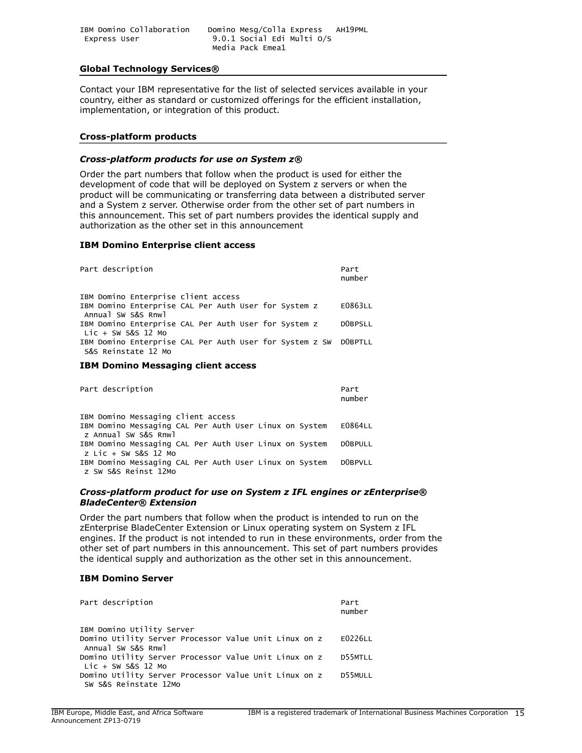| | | |
|---|---|---|
| IBM Domino Collaboration Express User | Domino Mesg/Colla Express 9.0.1 Social Edi Multi O/S Media Pack Emea1 | AH19PML |

## Global Technology Services®

Contact your IBM representative for the list of selected services available in your country, either as standard or customized offerings for the efficient installation, implementation, or integration of this product.

## Cross-platform products

### *Cross-platform products for use on System z®*

Order the part numbers that follow when the product is used for either the development of code that will be deployed on System z servers or when the product will be communicating or transferring data between a distributed server and a System z server. Otherwise order from the other set of part numbers in this announcement. This set of part numbers provides the identical supply and authorization as the other set in this announcement

**IBM Domino Enterprise client access**

| Part description | Part number |
|---|---|
| IBM Domino Enterprise client access | |
| IBM Domino Enterprise CAL Per Auth User for System z Annual SW S&S Rnwl | E0863LL |
| IBM Domino Enterprise CAL Per Auth User for System z Lic + SW S&S 12 Mo | D0BPSLL |
| IBM Domino Enterprise CAL Per Auth User for System z SW S&S Reinstate 12 Mo | D0BPTLL |

**IBM Domino Messaging client access**

| Part description | Part number |
|---|---|
| IBM Domino Messaging client access | |
| IBM Domino Messaging CAL Per Auth User Linux on System z Annual SW S&S Rnwl | E0864LL |
| IBM Domino Messaging CAL Per Auth User Linux on System z Lic + SW S&S 12 Mo | D0BPULL |
| IBM Domino Messaging CAL Per Auth User Linux on System z SW S&S Reinst 12Mo | D0BPVLL |

### *Cross-platform product for use on System z IFL engines or zEnterprise® BladeCenter® Extension*

Order the part numbers that follow when the product is intended to run on the zEnterprise BladeCenter Extension or Linux operating system on System z IFL engines. If the product is not intended to run in these environments, order from the other set of part numbers in this announcement. This set of part numbers provides the identical supply and authorization as the other set in this announcement.

**IBM Domino Server**

| Part description | Part number |
|---|---|
| IBM Domino Utility Server | |
| Domino Utility Server Processor Value Unit Linux on z Annual SW S&S Rnwl | E0226LL |
| Domino Utility Server Processor Value Unit Linux on z Lic + SW S&S 12 Mo | D55MTLL |
| Domino Utility Server Processor Value Unit Linux on z SW S&S Reinstate 12Mo | D55MULL |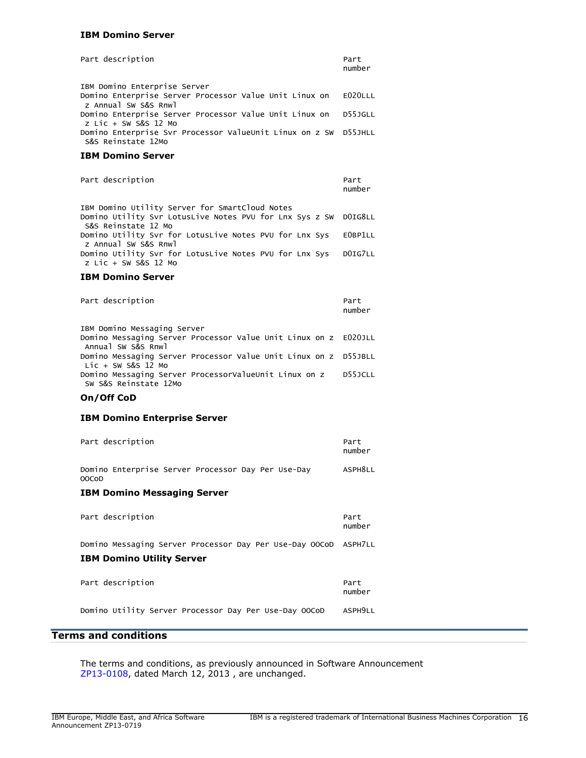**IBM Domino Server**

| Part description | Part number |
| --- | --- |
| IBM Domino Enterprise Server | |
| Domino Enterprise Server Processor Value Unit Linux on z Annual SW S&S Rnwl | E020LLL |
| Domino Enterprise Server Processor Value Unit Linux on z Lic + SW S&S 12 Mo | D55JGLL |
| Domino Enterprise Svr Processor ValueUnit Linux on z SW S&S Reinstate 12Mo | D55JHLL |

**IBM Domino Server**

| Part description | Part number |
| --- | --- |
| IBM Domino Utility Server for SmartCloud Notes | |
| Domino Utility Svr LotusLive Notes PVU for Lnx Sys z SW S&S Reinstate 12 Mo | D0IG8LL |
| Domino Utility Svr for LotusLive Notes PVU for Lnx Sys z Annual SW S&S Rnwl | E0BP1LL |
| Domino Utility Svr for LotusLive Notes PVU for Lnx Sys z Lic + SW S&S 12 Mo | D0IG7LL |

**IBM Domino Server**

| Part description | Part number |
| --- | --- |
| IBM Domino Messaging Server | |
| Domino Messaging Server Processor Value Unit Linux on z Annual SW S&S Rnwl | E020JLL |
| Domino Messaging Server Processor Value Unit Linux on z Lic + SW S&S 12 Mo | D55JBLL |
| Domino Messaging Server ProcessorValueUnit Linux on z SW S&S Reinstate 12Mo | D55JCLL |

**On/Off CoD**

**IBM Domino Enterprise Server**

| Part description | Part number |
| --- | --- |
| Domino Enterprise Server Processor Day Per Use-Day OOCoD | ASPH8LL |

**IBM Domino Messaging Server**

| Part description | Part number |
| --- | --- |
| Domino Messaging Server Processor Day Per Use-Day OOCoD | ASPH7LL |

**IBM Domino Utility Server**

| Part description | Part number |
| --- | --- |
| Domino Utility Server Processor Day Per Use-Day OOCoD | ASPH9LL |

## Terms and conditions

The terms and conditions, as previously announced in Software Announcement ZP13-0108, dated March 12, 2013 , are unchanged.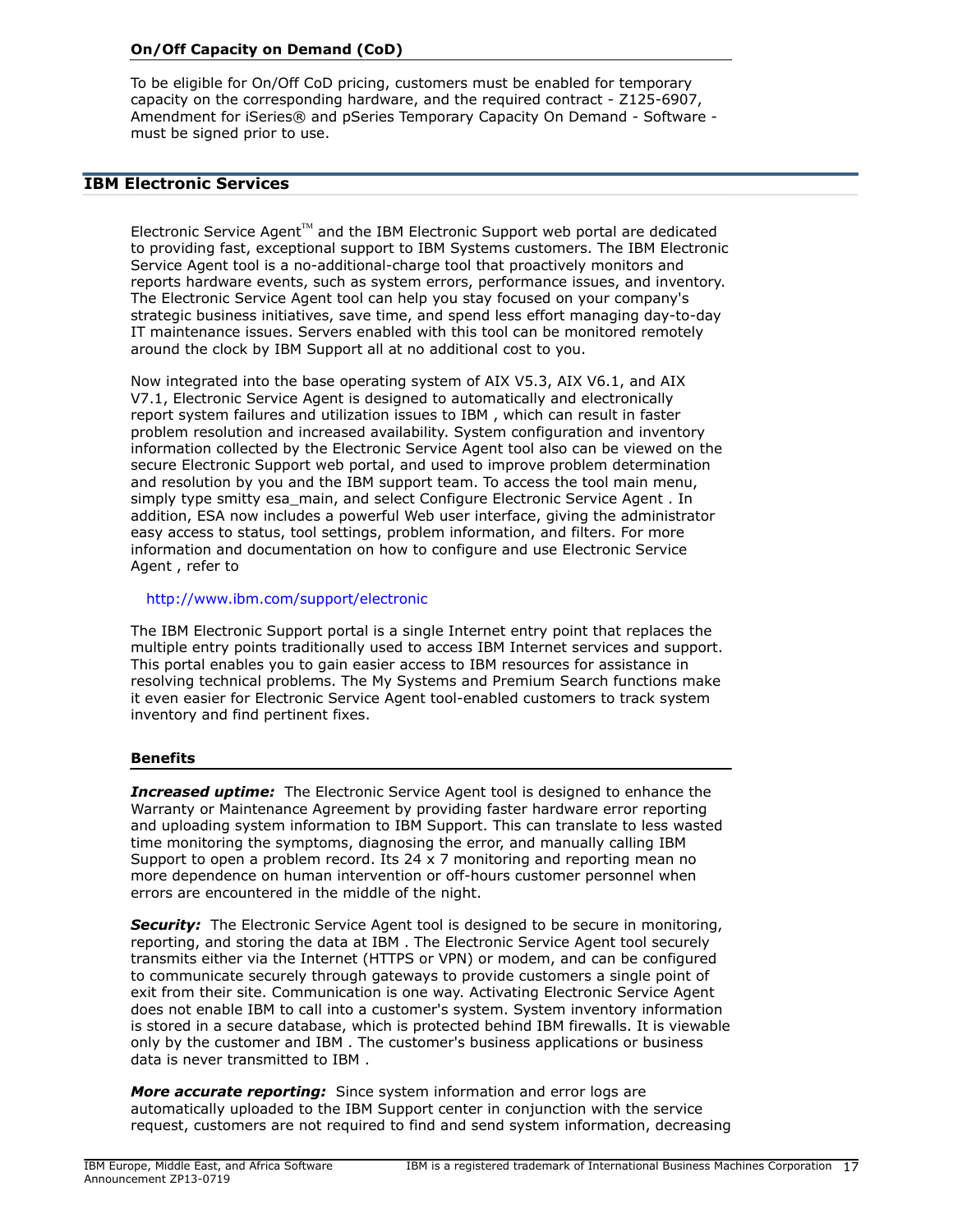### On/Off Capacity on Demand (CoD)

To be eligible for On/Off CoD pricing, customers must be enabled for temporary capacity on the corresponding hardware, and the required contract - Z125-6907, Amendment for iSeries® and pSeries Temporary Capacity On Demand - Software - must be signed prior to use.

## IBM Electronic Services

Electronic Service Agent™ and the IBM Electronic Support web portal are dedicated to providing fast, exceptional support to IBM Systems customers. The IBM Electronic Service Agent tool is a no-additional-charge tool that proactively monitors and reports hardware events, such as system errors, performance issues, and inventory. The Electronic Service Agent tool can help you stay focused on your company's strategic business initiatives, save time, and spend less effort managing day-to-day IT maintenance issues. Servers enabled with this tool can be monitored remotely around the clock by IBM Support all at no additional cost to you.

Now integrated into the base operating system of AIX V5.3, AIX V6.1, and AIX V7.1, Electronic Service Agent is designed to automatically and electronically report system failures and utilization issues to IBM , which can result in faster problem resolution and increased availability. System configuration and inventory information collected by the Electronic Service Agent tool also can be viewed on the secure Electronic Support web portal, and used to improve problem determination and resolution by you and the IBM support team. To access the tool main menu, simply type smitty esa_main, and select Configure Electronic Service Agent . In addition, ESA now includes a powerful Web user interface, giving the administrator easy access to status, tool settings, problem information, and filters. For more information and documentation on how to configure and use Electronic Service Agent , refer to

http://www.ibm.com/support/electronic

The IBM Electronic Support portal is a single Internet entry point that replaces the multiple entry points traditionally used to access IBM Internet services and support. This portal enables you to gain easier access to IBM resources for assistance in resolving technical problems. The My Systems and Premium Search functions make it even easier for Electronic Service Agent tool-enabled customers to track system inventory and find pertinent fixes.

### Benefits

***Increased uptime:*** The Electronic Service Agent tool is designed to enhance the Warranty or Maintenance Agreement by providing faster hardware error reporting and uploading system information to IBM Support. This can translate to less wasted time monitoring the symptoms, diagnosing the error, and manually calling IBM Support to open a problem record. Its 24 x 7 monitoring and reporting mean no more dependence on human intervention or off-hours customer personnel when errors are encountered in the middle of the night.

***Security:*** The Electronic Service Agent tool is designed to be secure in monitoring, reporting, and storing the data at IBM . The Electronic Service Agent tool securely transmits either via the Internet (HTTPS or VPN) or modem, and can be configured to communicate securely through gateways to provide customers a single point of exit from their site. Communication is one way. Activating Electronic Service Agent does not enable IBM to call into a customer's system. System inventory information is stored in a secure database, which is protected behind IBM firewalls. It is viewable only by the customer and IBM . The customer's business applications or business data is never transmitted to IBM .

***More accurate reporting:*** Since system information and error logs are automatically uploaded to the IBM Support center in conjunction with the service request, customers are not required to find and send system information, decreasing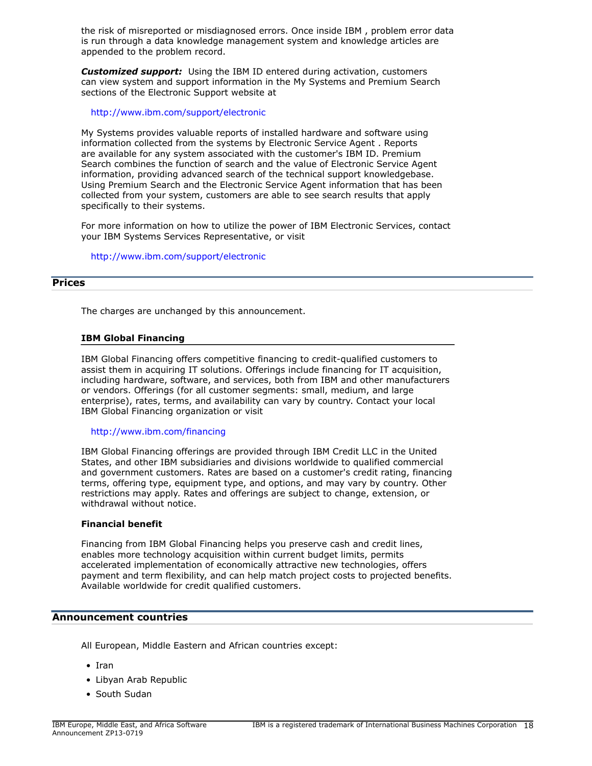the risk of misreported or misdiagnosed errors. Once inside IBM , problem error data is run through a data knowledge management system and knowledge articles are appended to the problem record.

***Customized support:*** Using the IBM ID entered during activation, customers can view system and support information in the My Systems and Premium Search sections of the Electronic Support website at

http://www.ibm.com/support/electronic

My Systems provides valuable reports of installed hardware and software using information collected from the systems by Electronic Service Agent . Reports are available for any system associated with the customer's IBM ID. Premium Search combines the function of search and the value of Electronic Service Agent information, providing advanced search of the technical support knowledgebase. Using Premium Search and the Electronic Service Agent information that has been collected from your system, customers are able to see search results that apply specifically to their systems.

For more information on how to utilize the power of IBM Electronic Services, contact your IBM Systems Services Representative, or visit

http://www.ibm.com/support/electronic

## Prices

The charges are unchanged by this announcement.

### IBM Global Financing

IBM Global Financing offers competitive financing to credit-qualified customers to assist them in acquiring IT solutions. Offerings include financing for IT acquisition, including hardware, software, and services, both from IBM and other manufacturers or vendors. Offerings (for all customer segments: small, medium, and large enterprise), rates, terms, and availability can vary by country. Contact your local IBM Global Financing organization or visit

http://www.ibm.com/financing

IBM Global Financing offerings are provided through IBM Credit LLC in the United States, and other IBM subsidiaries and divisions worldwide to qualified commercial and government customers. Rates are based on a customer's credit rating, financing terms, offering type, equipment type, and options, and may vary by country. Other restrictions may apply. Rates and offerings are subject to change, extension, or withdrawal without notice.

#### Financial benefit

Financing from IBM Global Financing helps you preserve cash and credit lines, enables more technology acquisition within current budget limits, permits accelerated implementation of economically attractive new technologies, offers payment and term flexibility, and can help match project costs to projected benefits. Available worldwide for credit qualified customers.

## Announcement countries

All European, Middle Eastern and African countries except:

- Iran
- Libyan Arab Republic
- South Sudan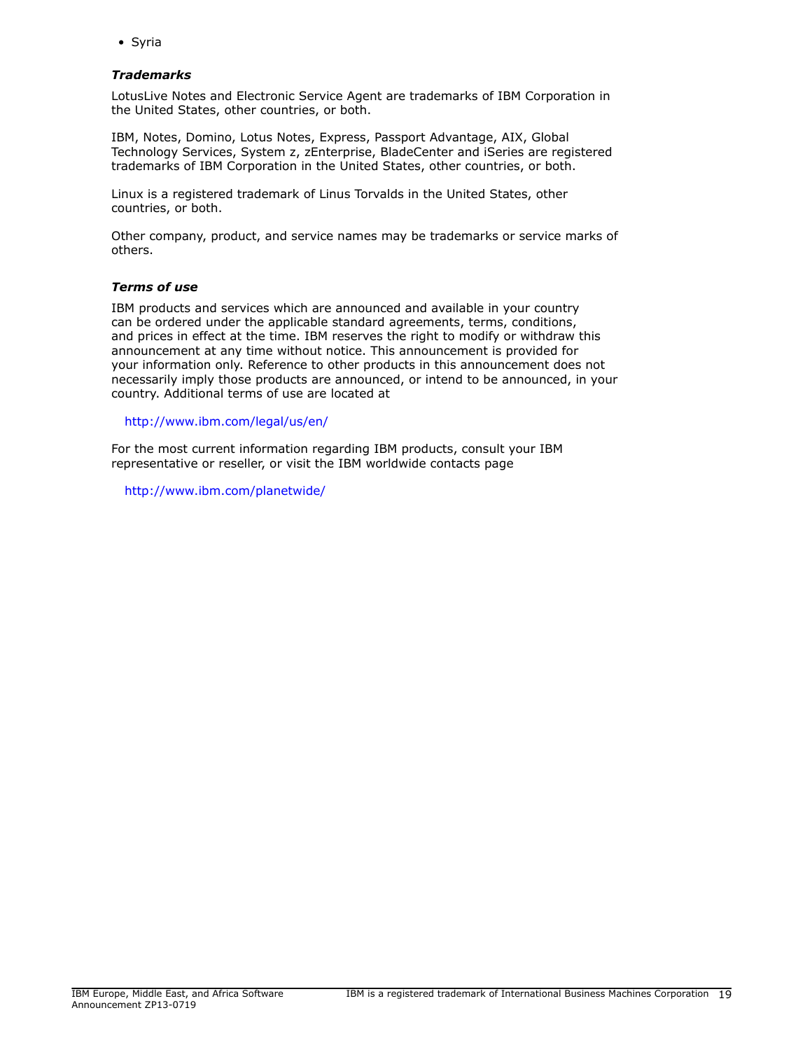- Syria

***Trademarks***

LotusLive Notes and Electronic Service Agent are trademarks of IBM Corporation in the United States, other countries, or both.

IBM, Notes, Domino, Lotus Notes, Express, Passport Advantage, AIX, Global Technology Services, System z, zEnterprise, BladeCenter and iSeries are registered trademarks of IBM Corporation in the United States, other countries, or both.

Linux is a registered trademark of Linus Torvalds in the United States, other countries, or both.

Other company, product, and service names may be trademarks or service marks of others.

***Terms of use***

IBM products and services which are announced and available in your country can be ordered under the applicable standard agreements, terms, conditions, and prices in effect at the time. IBM reserves the right to modify or withdraw this announcement at any time without notice. This announcement is provided for your information only. Reference to other products in this announcement does not necessarily imply those products are announced, or intend to be announced, in your country. Additional terms of use are located at

http://www.ibm.com/legal/us/en/

For the most current information regarding IBM products, consult your IBM representative or reseller, or visit the IBM worldwide contacts page

http://www.ibm.com/planetwide/